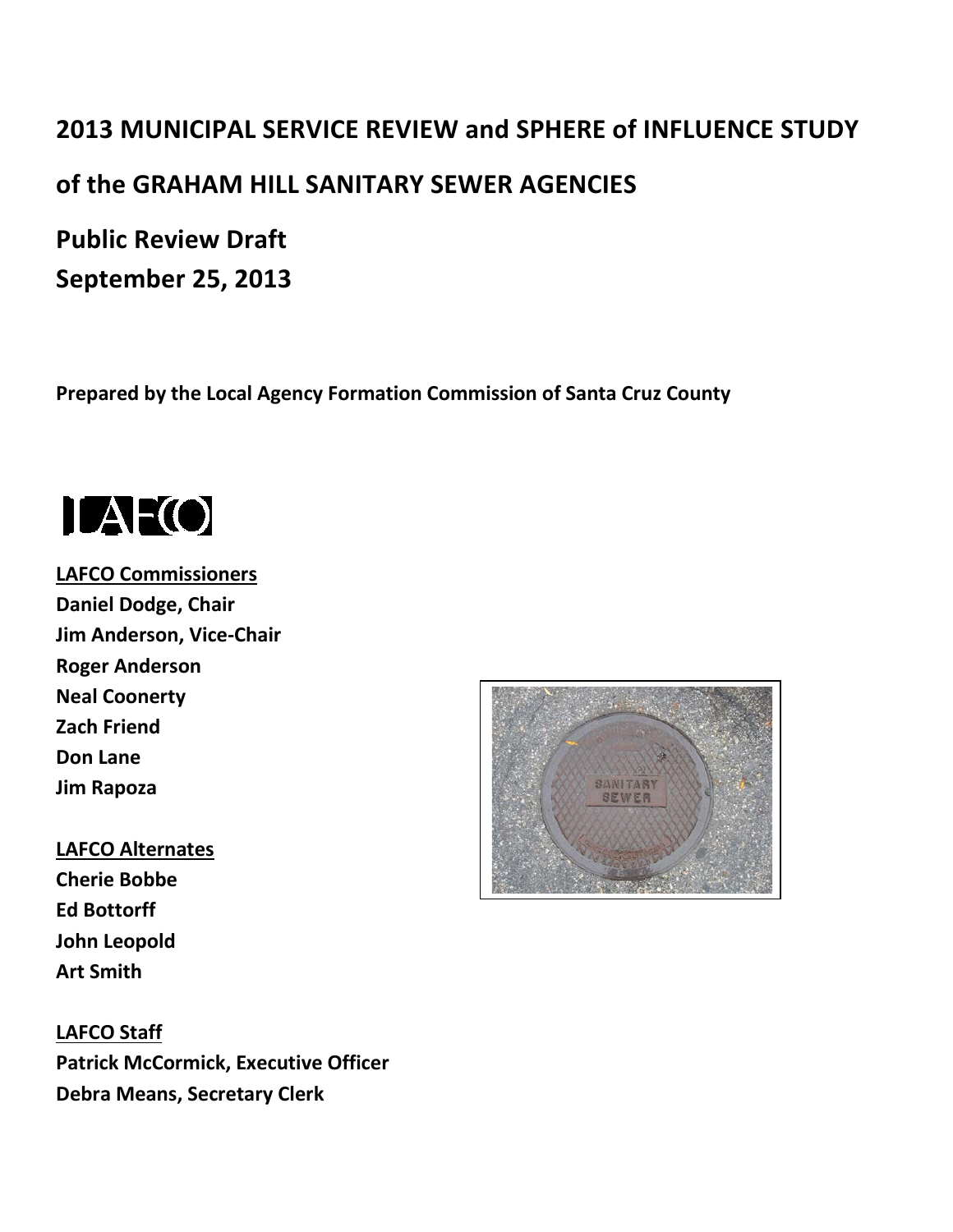# 2013 MUNICIPAL SERVICE REVIEW and SPHERE of INFLUENCE STUDY

# of the GRAHAM HILL SANITARY SEWER AGENCIES

## Public Review Draft
## September 25, 2013

**Prepared by the Local Agency Formation Commission of Santa Cruz County**

LAFCO

**LAFCO Commissioners**
**Daniel Dodge, Chair**
**Jim Anderson, Vice-Chair**
**Roger Anderson**
**Neal Coonerty**
**Zach Friend**
**Don Lane**
**Jim Rapoza**

**LAFCO Alternates**
**Cherie Bobbe**
**Ed Bottorff**
**John Leopold**
**Art Smith**

**LAFCO Staff**
**Patrick McCormick, Executive Officer**
**Debra Means, Secretary Clerk**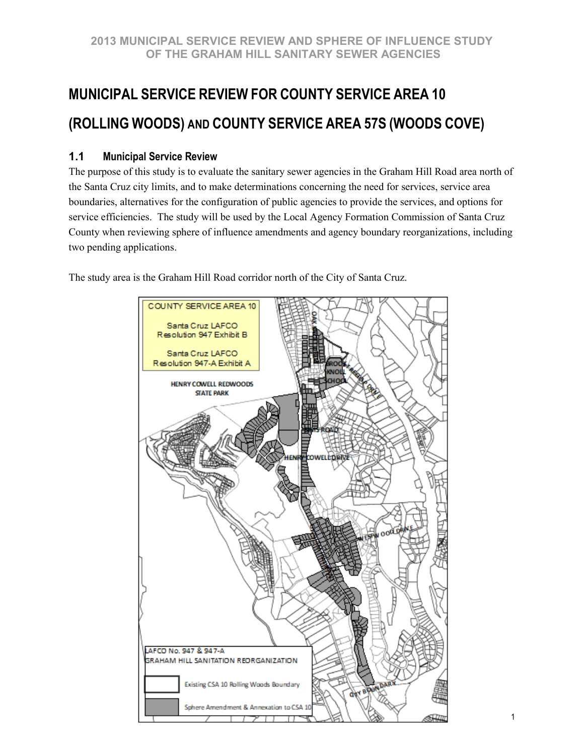# MUNICIPAL SERVICE REVIEW FOR COUNTY SERVICE AREA 10 (ROLLING WOODS) AND COUNTY SERVICE AREA 57S (WOODS COVE)

## 1.1 Municipal Service Review

The purpose of this study is to evaluate the sanitary sewer agencies in the Graham Hill Road area north of the Santa Cruz city limits, and to make determinations concerning the need for services, service area boundaries, alternatives for the configuration of public agencies to provide the services, and options for service efficiencies. The study will be used by the Local Agency Formation Commission of Santa Cruz County when reviewing sphere of influence amendments and agency boundary reorganizations, including two pending applications.

The study area is the Graham Hill Road corridor north of the City of Santa Cruz.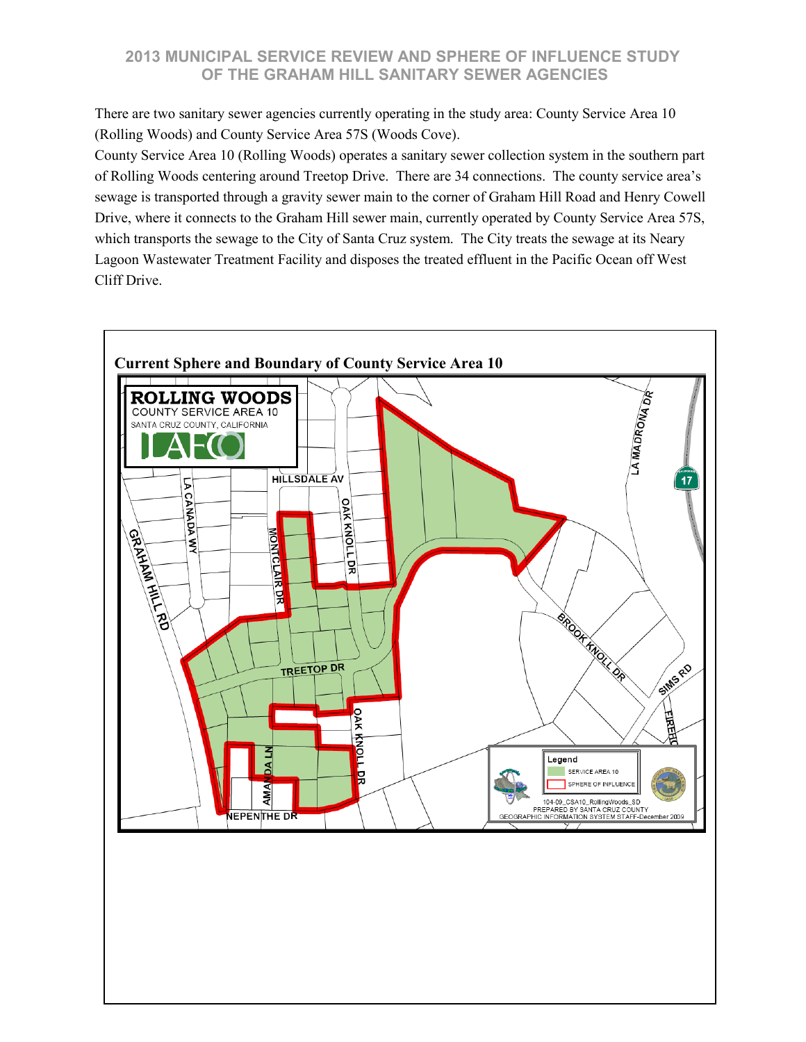There are two sanitary sewer agencies currently operating in the study area: County Service Area 10 (Rolling Woods) and County Service Area 57S (Woods Cove).

County Service Area 10 (Rolling Woods) operates a sanitary sewer collection system in the southern part of Rolling Woods centering around Treetop Drive. There are 34 connections. The county service area's sewage is transported through a gravity sewer main to the corner of Graham Hill Road and Henry Cowell Drive, where it connects to the Graham Hill sewer main, currently operated by County Service Area 57S, which transports the sewage to the City of Santa Cruz system. The City treats the sewage at its Neary Lagoon Wastewater Treatment Facility and disposes the treated effluent in the Pacific Ocean off West Cliff Drive.

**Current Sphere and Boundary of County Service Area 10**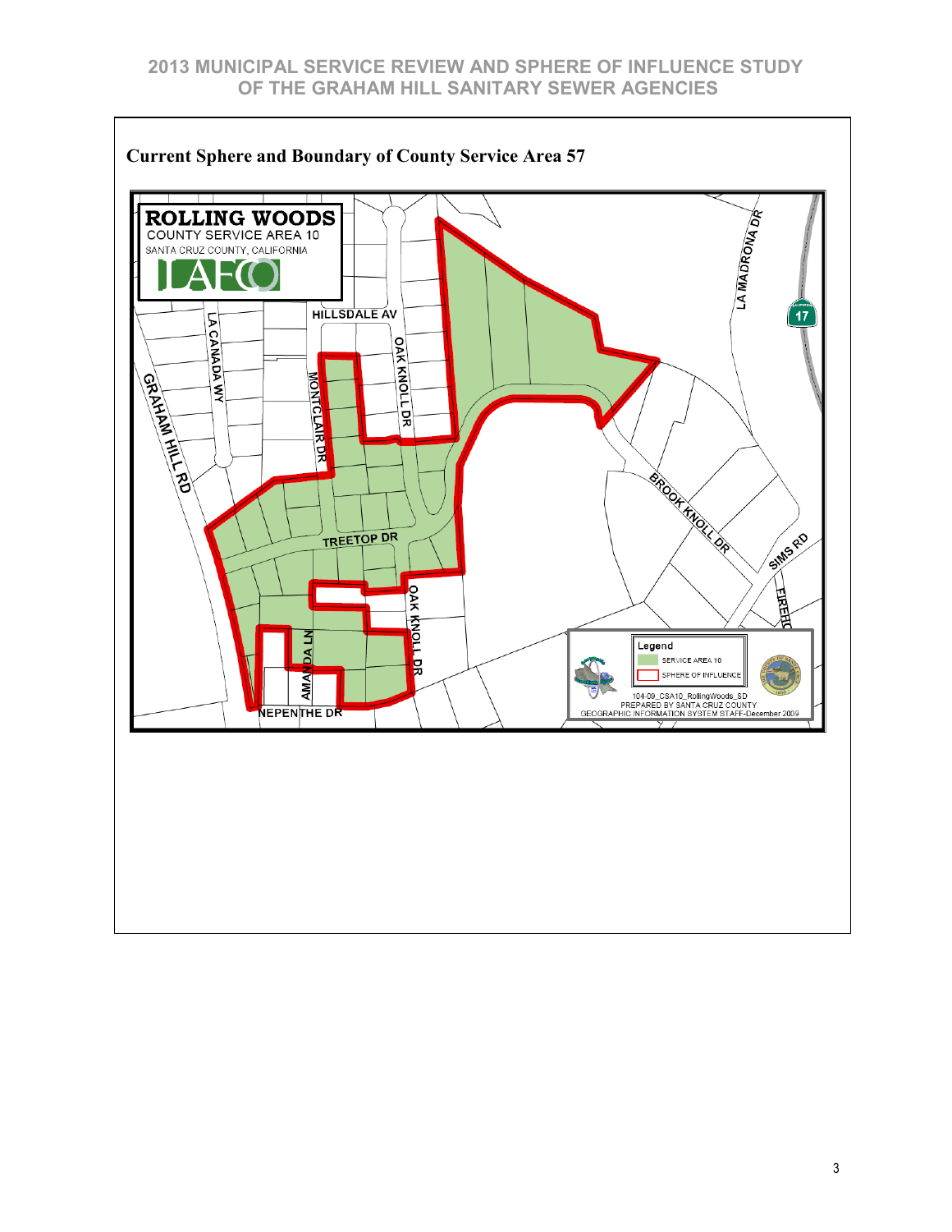## Current Sphere and Boundary of County Service Area 57

ROLLING WOODS
COUNTY SERVICE AREA 10
SANTA CRUZ COUNTY, CALIFORNIA
LAFCO

HILLSDALE AV
LA CANADA WY
GRAHAM HILL RD
MONTCLAIR DR
OAK KNOLL DR
TREETOP DR
AMANDA LN
NEPENTHE DR
LA MADRONA DR
17
BROOK KNOLL DR
SIMS RD
FIREFO

Legend
SERVICE AREA 10
SPHERE OF INFLUENCE

104-09_CSA10_RollingWoods_SD
PREPARED BY SANTA CRUZ COUNTY
GEOGRAPHIC INFORMATION SYSTEM STAFF-December 2009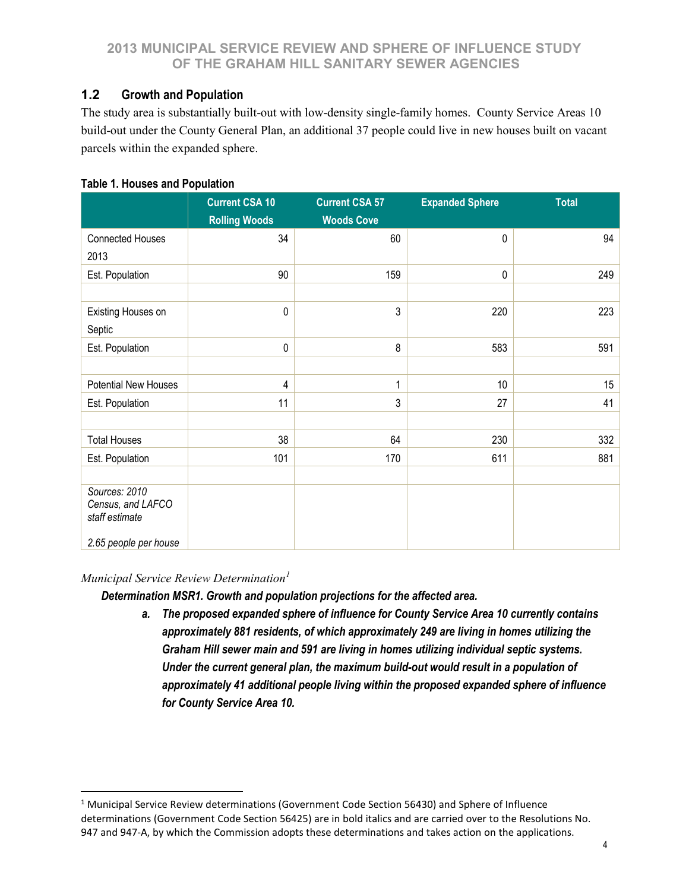## 1.2 Growth and Population

The study area is substantially built-out with low-density single-family homes. County Service Areas 10 build-out under the County General Plan, an additional 37 people could live in new houses built on vacant parcels within the expanded sphere.

**Table 1. Houses and Population**

| | Current CSA 10 Rolling Woods | Current CSA 57 Woods Cove | Expanded Sphere | Total |
|---|---|---|---|---|
| Connected Houses 2013 | 34 | 60 | 0 | 94 |
| Est. Population | 90 | 159 | 0 | 249 |
| | | | | |
| Existing Houses on Septic | 0 | 3 | 220 | 223 |
| Est. Population | 0 | 8 | 583 | 591 |
| | | | | |
| Potential New Houses | 4 | 1 | 10 | 15 |
| Est. Population | 11 | 3 | 27 | 41 |
| | | | | |
| Total Houses | 38 | 64 | 230 | 332 |
| Est. Population | 101 | 170 | 611 | 881 |
| | | | | |
| *Sources: 2010 Census, and LAFCO staff estimate*<br><br>*2.65 people per house* | | | | |

*Municipal Service Review Determination*[1]

***Determination MSR1. Growth and population projections for the affected area.***

a. ***The proposed expanded sphere of influence for County Service Area 10 currently contains approximately 881 residents, of which approximately 249 are living in homes utilizing the Graham Hill sewer main and 591 are living in homes utilizing individual septic systems. Under the current general plan, the maximum build-out would result in a population of approximately 41 additional people living within the proposed expanded sphere of influence for County Service Area 10.***

---

[1] Municipal Service Review determinations (Government Code Section 56430) and Sphere of Influence determinations (Government Code Section 56425) are in bold italics and are carried over to the Resolutions No. 947 and 947-A, by which the Commission adopts these determinations and takes action on the applications.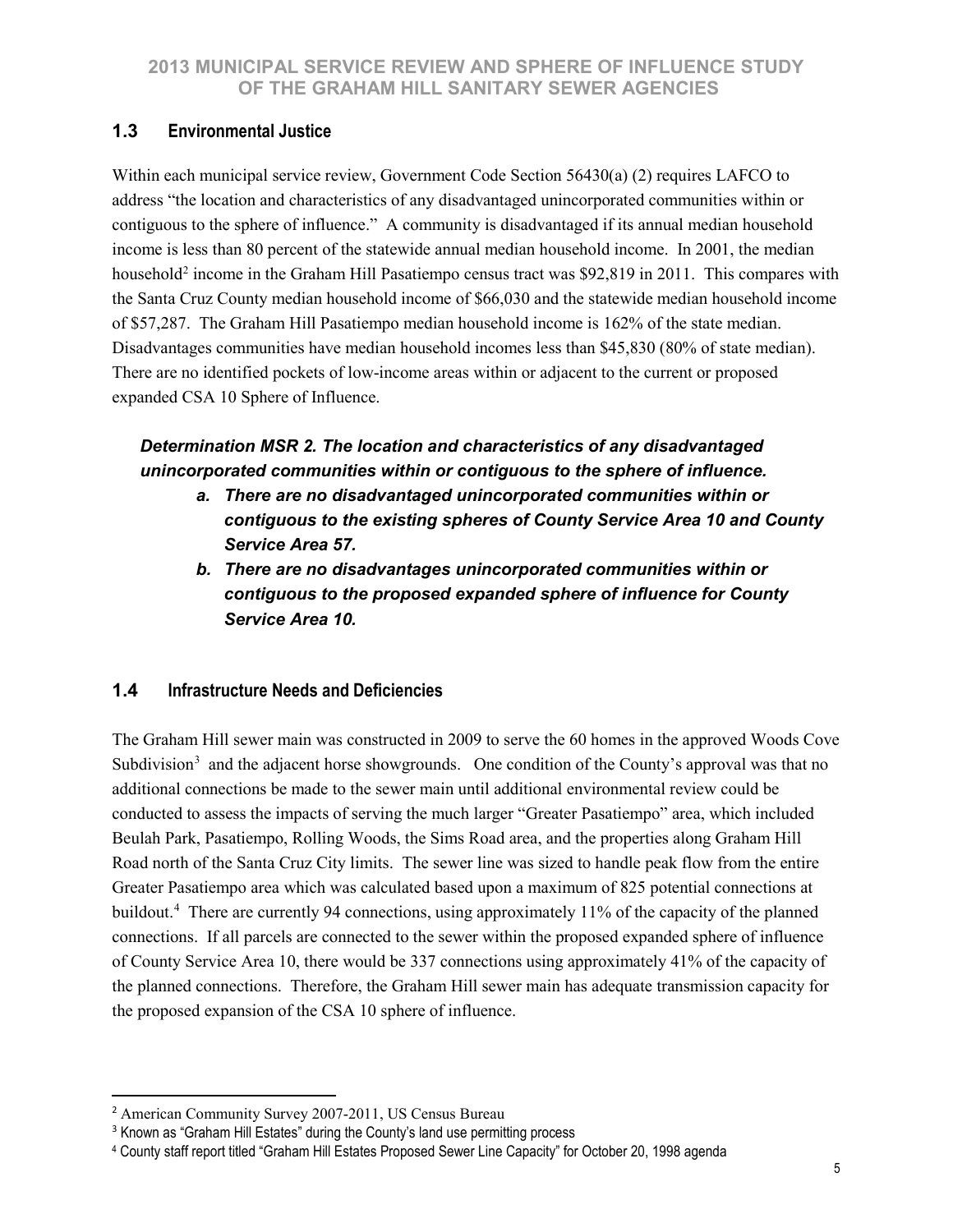## 1.3 Environmental Justice

Within each municipal service review, Government Code Section 56430(a) (2) requires LAFCO to address "the location and characteristics of any disadvantaged unincorporated communities within or contiguous to the sphere of influence." A community is disadvantaged if its annual median household income is less than 80 percent of the statewide annual median household income. In 2001, the median household[2] income in the Graham Hill Pasatiempo census tract was $92,819 in 2011. This compares with the Santa Cruz County median household income of $66,030 and the statewide median household income of $57,287. The Graham Hill Pasatiempo median household income is 162% of the state median. Disadvantages communities have median household incomes less than $45,830 (80% of state median). There are no identified pockets of low-income areas within or adjacent to the current or proposed expanded CSA 10 Sphere of Influence.

***Determination MSR 2. The location and characteristics of any disadvantaged unincorporated communities within or contiguous to the sphere of influence.***

- ***a. There are no disadvantaged unincorporated communities within or contiguous to the existing spheres of County Service Area 10 and County Service Area 57.***
- ***b. There are no disadvantages unincorporated communities within or contiguous to the proposed expanded sphere of influence for County Service Area 10.***

## 1.4 Infrastructure Needs and Deficiencies

The Graham Hill sewer main was constructed in 2009 to serve the 60 homes in the approved Woods Cove Subdivision[3] and the adjacent horse showgrounds. One condition of the County's approval was that no additional connections be made to the sewer main until additional environmental review could be conducted to assess the impacts of serving the much larger "Greater Pasatiempo" area, which included Beulah Park, Pasatiempo, Rolling Woods, the Sims Road area, and the properties along Graham Hill Road north of the Santa Cruz City limits. The sewer line was sized to handle peak flow from the entire Greater Pasatiempo area which was calculated based upon a maximum of 825 potential connections at buildout.[4] There are currently 94 connections, using approximately 11% of the capacity of the planned connections. If all parcels are connected to the sewer within the proposed expanded sphere of influence of County Service Area 10, there would be 337 connections using approximately 41% of the capacity of the planned connections. Therefore, the Graham Hill sewer main has adequate transmission capacity for the proposed expansion of the CSA 10 sphere of influence.

---

[2] American Community Survey 2007-2011, US Census Bureau

[3] Known as "Graham Hill Estates" during the County's land use permitting process

[4] County staff report titled "Graham Hill Estates Proposed Sewer Line Capacity" for October 20, 1998 agenda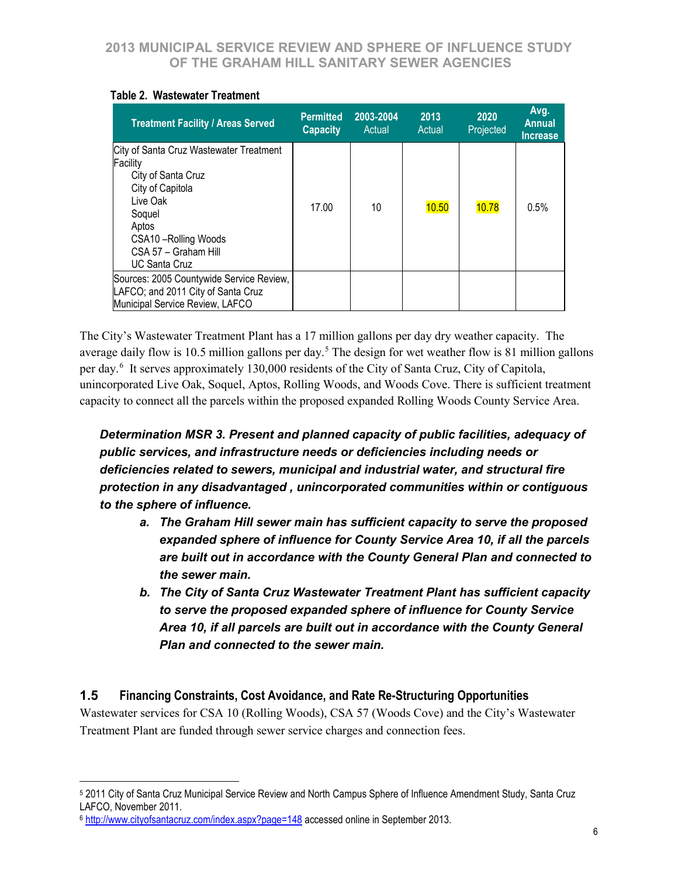**Table 2. Wastewater Treatment**

| Treatment Facility / Areas Served | Permitted Capacity | 2003-2004 Actual | 2013 Actual | 2020 Projected | Avg. Annual Increase |
|---|---|---|---|---|---|
| City of Santa Cruz Wastewater Treatment Facility<br>City of Santa Cruz<br>City of Capitola<br>Live Oak<br>Soquel<br>Aptos<br>CSA10 –Rolling Woods<br>CSA 57 – Graham Hill<br>UC Santa Cruz | 17.00 | 10 | 10.50 | 10.78 | 0.5% |
| Sources: 2005 Countywide Service Review, LAFCO; and 2011 City of Santa Cruz Municipal Service Review, LAFCO | | | | | |

The City's Wastewater Treatment Plant has a 17 million gallons per day dry weather capacity. The average daily flow is 10.5 million gallons per day.[5] The design for wet weather flow is 81 million gallons per day.[6] It serves approximately 130,000 residents of the City of Santa Cruz, City of Capitola, unincorporated Live Oak, Soquel, Aptos, Rolling Woods, and Woods Cove. There is sufficient treatment capacity to connect all the parcels within the proposed expanded Rolling Woods County Service Area.

***Determination MSR 3. Present and planned capacity of public facilities, adequacy of public services, and infrastructure needs or deficiencies including needs or deficiencies related to sewers, municipal and industrial water, and structural fire protection in any disadvantaged , unincorporated communities within or contiguous to the sphere of influence.***

- ***a. The Graham Hill sewer main has sufficient capacity to serve the proposed expanded sphere of influence for County Service Area 10, if all the parcels are built out in accordance with the County General Plan and connected to the sewer main.***
- ***b. The City of Santa Cruz Wastewater Treatment Plant has sufficient capacity to serve the proposed expanded sphere of influence for County Service Area 10, if all parcels are built out in accordance with the County General Plan and connected to the sewer main.***

## 1.5 Financing Constraints, Cost Avoidance, and Rate Re-Structuring Opportunities

Wastewater services for CSA 10 (Rolling Woods), CSA 57 (Woods Cove) and the City's Wastewater Treatment Plant are funded through sewer service charges and connection fees.

---

[5] 2011 City of Santa Cruz Municipal Service Review and North Campus Sphere of Influence Amendment Study, Santa Cruz LAFCO, November 2011.

[6] http://www.cityofsantacruz.com/index.aspx?page=148 accessed online in September 2013.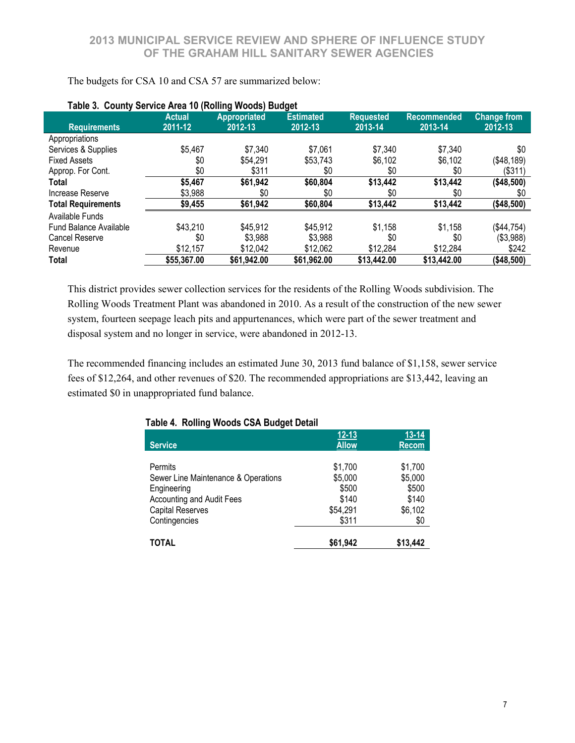The budgets for CSA 10 and CSA 57 are summarized below:

**Table 3. County Service Area 10 (Rolling Woods) Budget**

| Requirements | Actual 2011-12 | Appropriated 2012-13 | Estimated 2012-13 | Requested 2013-14 | Recommended 2013-14 | Change from 2012-13 |
|---|---|---|---|---|---|---|
| Appropriations | | | | | | |
| Services & Supplies | $5,467 | $7,340 | $7,061 | $7,340 | $7,340 | $0 |
| Fixed Assets | $0 | $54,291 | $53,743 | $6,102 | $6,102 | ($48,189) |
| Approp. For Cont. | $0 | $311 | $0 | $0 | $0 | ($311) |
| **Total** | **$5,467** | **$61,942** | **$60,804** | **$13,442** | **$13,442** | **($48,500)** |
| Increase Reserve | $3,988 | $0 | $0 | $0 | $0 | $0 |
| **Total Requirements** | **$9,455** | **$61,942** | **$60,804** | **$13,442** | **$13,442** | **($48,500)** |
| Available Funds | | | | | | |
| Fund Balance Available | $43,210 | $45,912 | $45,912 | $1,158 | $1,158 | ($44,754) |
| Cancel Reserve | $0 | $3,988 | $3,988 | $0 | $0 | ($3,988) |
| Revenue | $12,157 | $12,042 | $12,062 | $12,284 | $12,284 | $242 |
| **Total** | **$55,367.00** | **$61,942.00** | **$61,962.00** | **$13,442.00** | **$13,442.00** | **($48,500)** |

This district provides sewer collection services for the residents of the Rolling Woods subdivision. The Rolling Woods Treatment Plant was abandoned in 2010. As a result of the construction of the new sewer system, fourteen seepage leach pits and appurtenances, which were part of the sewer treatment and disposal system and no longer in service, were abandoned in 2012-13.

The recommended financing includes an estimated June 30, 2013 fund balance of $1,158, sewer service fees of $12,264, and other revenues of $20. The recommended appropriations are $13,442, leaving an estimated $0 in unappropriated fund balance.

**Table 4. Rolling Woods CSA Budget Detail**

| Service | 12-13 Allow | 13-14 Recom |
|---|---|---|
| Permits | $1,700 | $1,700 |
| Sewer Line Maintenance & Operations | $5,000 | $5,000 |
| Engineering | $500 | $500 |
| Accounting and Audit Fees | $140 | $140 |
| Capital Reserves | $54,291 | $6,102 |
| Contingencies | $311 | $0 |
| **TOTAL** | **$61,942** | **$13,442** |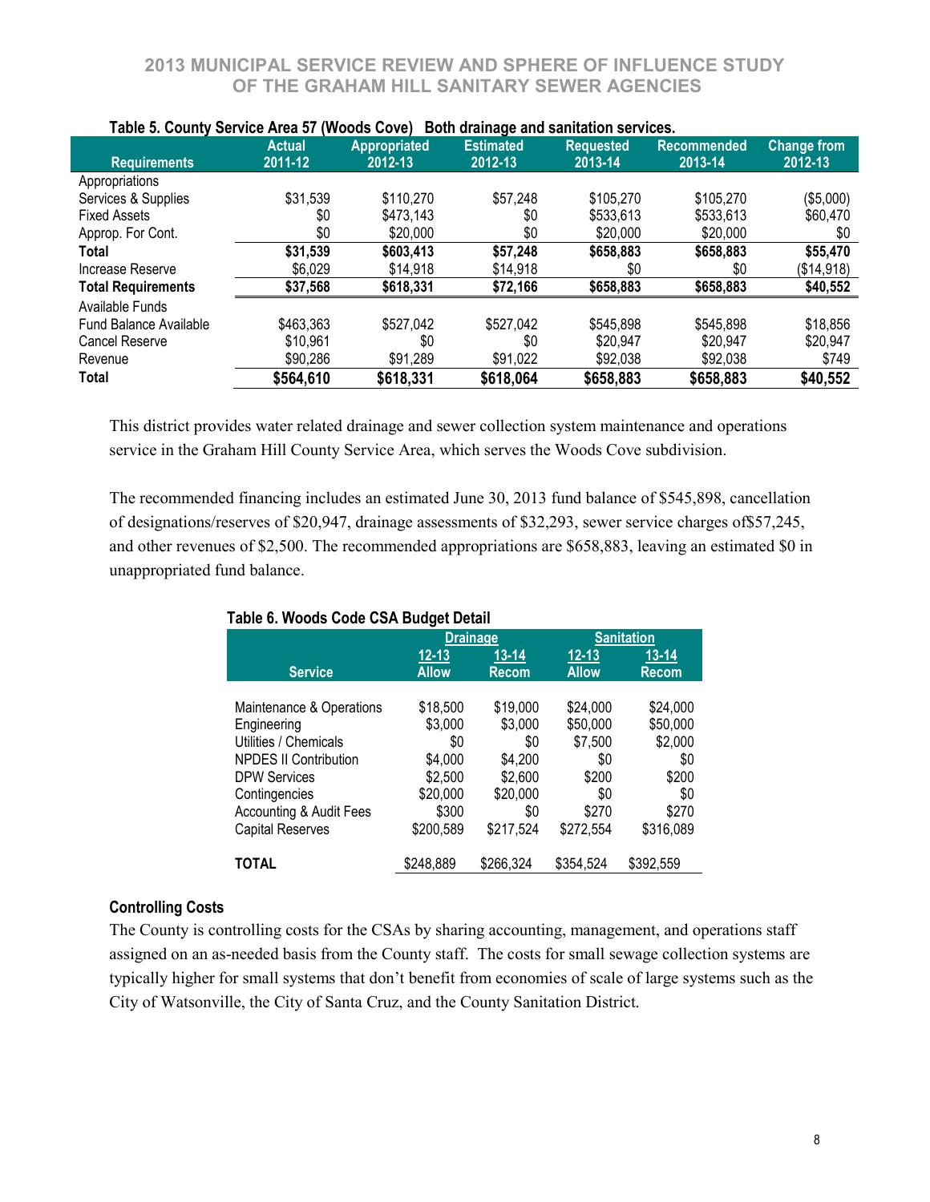**Table 5. County Service Area 57 (Woods Cove)   Both drainage and sanitation services.**

| Requirements | Actual 2011-12 | Appropriated 2012-13 | Estimated 2012-13 | Requested 2013-14 | Recommended 2013-14 | Change from 2012-13 |
|---|---|---|---|---|---|---|
| Appropriations | | | | | | |
| Services & Supplies | $31,539 | $110,270 | $57,248 | $105,270 | $105,270 | ($5,000) |
| Fixed Assets | $0 | $473,143 | $0 | $533,613 | $533,613 | $60,470 |
| Approp. For Cont. | $0 | $20,000 | $0 | $20,000 | $20,000 | $0 |
| **Total** | **$31,539** | **$603,413** | **$57,248** | **$658,883** | **$658,883** | **$55,470** |
| Increase Reserve | $6,029 | $14,918 | $14,918 | $0 | $0 | ($14,918) |
| **Total Requirements** | **$37,568** | **$618,331** | **$72,166** | **$658,883** | **$658,883** | **$40,552** |
| Available Funds | | | | | | |
| Fund Balance Available | $463,363 | $527,042 | $527,042 | $545,898 | $545,898 | $18,856 |
| Cancel Reserve | $10,961 | $0 | $0 | $20,947 | $20,947 | $20,947 |
| Revenue | $90,286 | $91,289 | $91,022 | $92,038 | $92,038 | $749 |
| **Total** | **$564,610** | **$618,331** | **$618,064** | **$658,883** | **$658,883** | **$40,552** |

This district provides water related drainage and sewer collection system maintenance and operations service in the Graham Hill County Service Area, which serves the Woods Cove subdivision.

The recommended financing includes an estimated June 30, 2013 fund balance of $545,898, cancellation of designations/reserves of $20,947, drainage assessments of $32,293, sewer service charges of$57,245, and other revenues of $2,500. The recommended appropriations are $658,883, leaving an estimated $0 in unappropriated fund balance.

**Table 6. Woods Code CSA Budget Detail**

| | Drainage | | Sanitation | |
|---|---|---|---|---|
| Service | 12-13 Allow | 13-14 Recom | 12-13 Allow | 13-14 Recom |
| Maintenance & Operations | $18,500 | $19,000 | $24,000 | $24,000 |
| Engineering | $3,000 | $3,000 | $50,000 | $50,000 |
| Utilities / Chemicals | $0 | $0 | $7,500 | $2,000 |
| NPDES II Contribution | $4,000 | $4,200 | $0 | $0 |
| DPW Services | $2,500 | $2,600 | $200 | $200 |
| Contingencies | $20,000 | $20,000 | $0 | $0 |
| Accounting & Audit Fees | $300 | $0 | $270 | $270 |
| Capital Reserves | $200,589 | $217,524 | $272,554 | $316,089 |
| **TOTAL** | $248,889 | $266,324 | $354,524 | $392,559 |

### Controlling Costs

The County is controlling costs for the CSAs by sharing accounting, management, and operations staff assigned on an as-needed basis from the County staff. The costs for small sewage collection systems are typically higher for small systems that don't benefit from economies of scale of large systems such as the City of Watsonville, the City of Santa Cruz, and the County Sanitation District.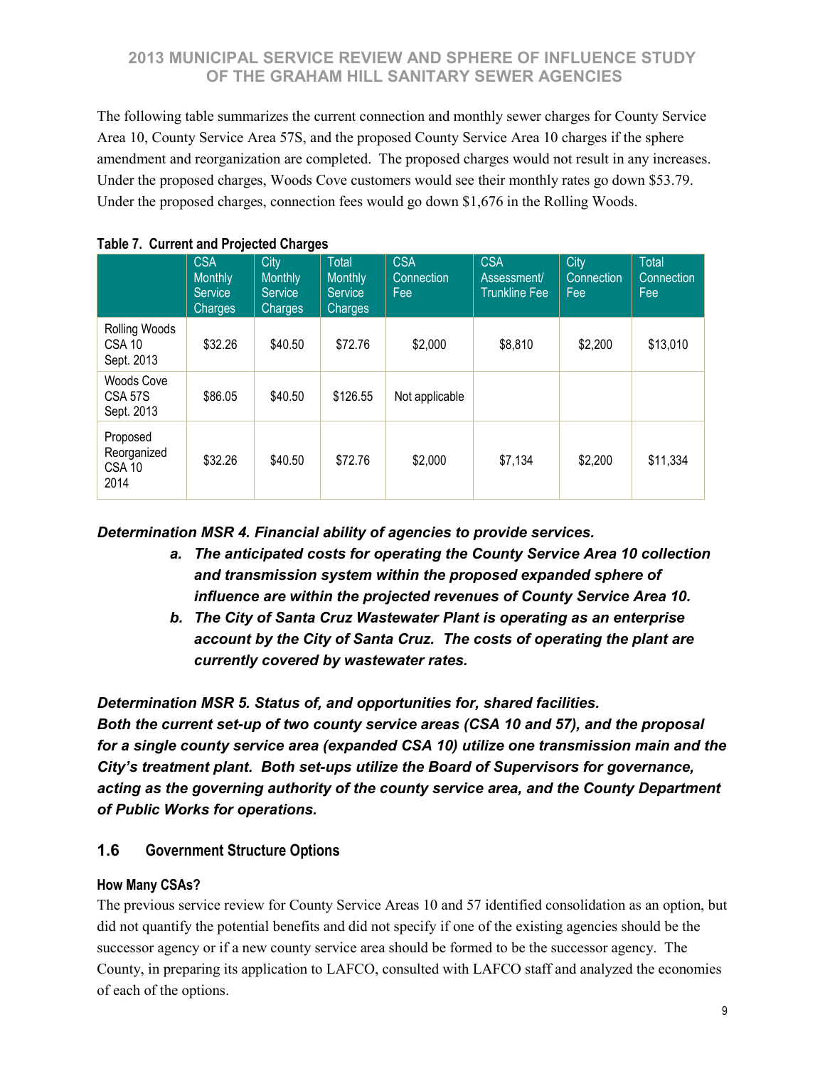The following table summarizes the current connection and monthly sewer charges for County Service Area 10, County Service Area 57S, and the proposed County Service Area 10 charges if the sphere amendment and reorganization are completed. The proposed charges would not result in any increases. Under the proposed charges, Woods Cove customers would see their monthly rates go down $53.79. Under the proposed charges, connection fees would go down $1,676 in the Rolling Woods.

**Table 7. Current and Projected Charges**

| | CSA Monthly Service Charges | City Monthly Service Charges | Total Monthly Service Charges | CSA Connection Fee | CSA Assessment/ Trunkline Fee | City Connection Fee | Total Connection Fee |
|---|---|---|---|---|---|---|---|
| Rolling Woods CSA 10 Sept. 2013 | $32.26 | $40.50 | $72.76 | $2,000 | $8,810 | $2,200 | $13,010 |
| Woods Cove CSA 57S Sept. 2013 | $86.05 | $40.50 | $126.55 | Not applicable | | | |
| Proposed Reorganized CSA 10 2014 | $32.26 | $40.50 | $72.76 | $2,000 | $7,134 | $2,200 | $11,334 |

***Determination MSR 4. Financial ability of agencies to provide services.***

a. ***The anticipated costs for operating the County Service Area 10 collection and transmission system within the proposed expanded sphere of influence are within the projected revenues of County Service Area 10.***
b. ***The City of Santa Cruz Wastewater Plant is operating as an enterprise account by the City of Santa Cruz. The costs of operating the plant are currently covered by wastewater rates.***

***Determination MSR 5. Status of, and opportunities for, shared facilities.***
***Both the current set-up of two county service areas (CSA 10 and 57), and the proposal for a single county service area (expanded CSA 10) utilize one transmission main and the City's treatment plant. Both set-ups utilize the Board of Supervisors for governance, acting as the governing authority of the county service area, and the County Department of Public Works for operations.***

## 1.6 Government Structure Options

### How Many CSAs?

The previous service review for County Service Areas 10 and 57 identified consolidation as an option, but did not quantify the potential benefits and did not specify if one of the existing agencies should be the successor agency or if a new county service area should be formed to be the successor agency. The County, in preparing its application to LAFCO, consulted with LAFCO staff and analyzed the economies of each of the options.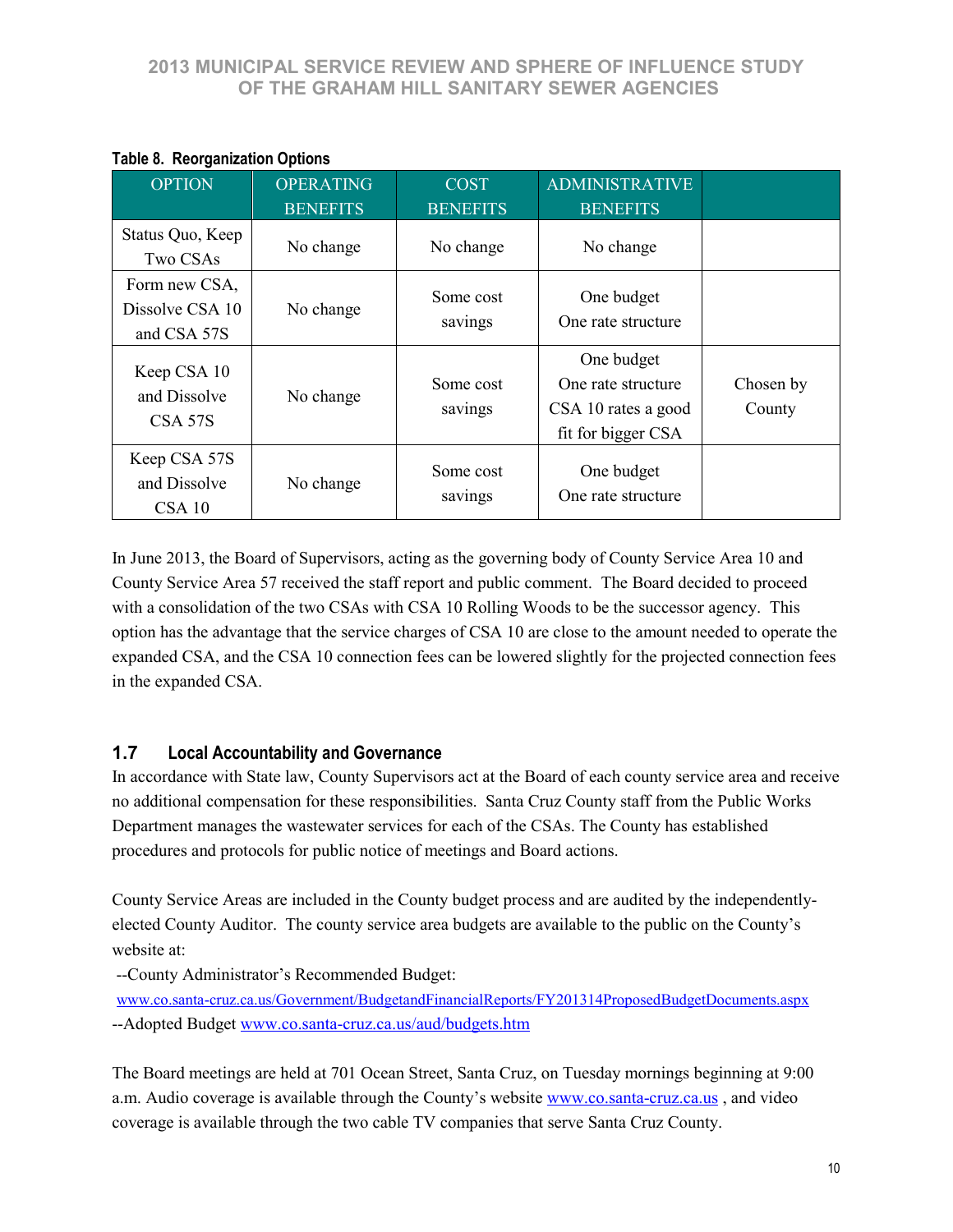**Table 8. Reorganization Options**

| OPTION | OPERATING BENEFITS | COST BENEFITS | ADMINISTRATIVE BENEFITS | |
|---|---|---|---|---|
| Status Quo, Keep Two CSAs | No change | No change | No change | |
| Form new CSA, Dissolve CSA 10 and CSA 57S | No change | Some cost savings | One budget<br>One rate structure | |
| Keep CSA 10 and Dissolve CSA 57S | No change | Some cost savings | One budget<br>One rate structure<br>CSA 10 rates a good fit for bigger CSA | Chosen by County |
| Keep CSA 57S and Dissolve CSA 10 | No change | Some cost savings | One budget<br>One rate structure | |

In June 2013, the Board of Supervisors, acting as the governing body of County Service Area 10 and County Service Area 57 received the staff report and public comment. The Board decided to proceed with a consolidation of the two CSAs with CSA 10 Rolling Woods to be the successor agency. This option has the advantage that the service charges of CSA 10 are close to the amount needed to operate the expanded CSA, and the CSA 10 connection fees can be lowered slightly for the projected connection fees in the expanded CSA.

## 1.7 Local Accountability and Governance

In accordance with State law, County Supervisors act at the Board of each county service area and receive no additional compensation for these responsibilities. Santa Cruz County staff from the Public Works Department manages the wastewater services for each of the CSAs. The County has established procedures and protocols for public notice of meetings and Board actions.

County Service Areas are included in the County budget process and are audited by the independently-elected County Auditor. The county service area budgets are available to the public on the County's website at:

--County Administrator's Recommended Budget:
www.co.santa-cruz.ca.us/Government/BudgetandFinancialReports/FY201314ProposedBudgetDocuments.aspx
--Adopted Budget www.co.santa-cruz.ca.us/aud/budgets.htm

The Board meetings are held at 701 Ocean Street, Santa Cruz, on Tuesday mornings beginning at 9:00 a.m. Audio coverage is available through the County's website www.co.santa-cruz.ca.us , and video coverage is available through the two cable TV companies that serve Santa Cruz County.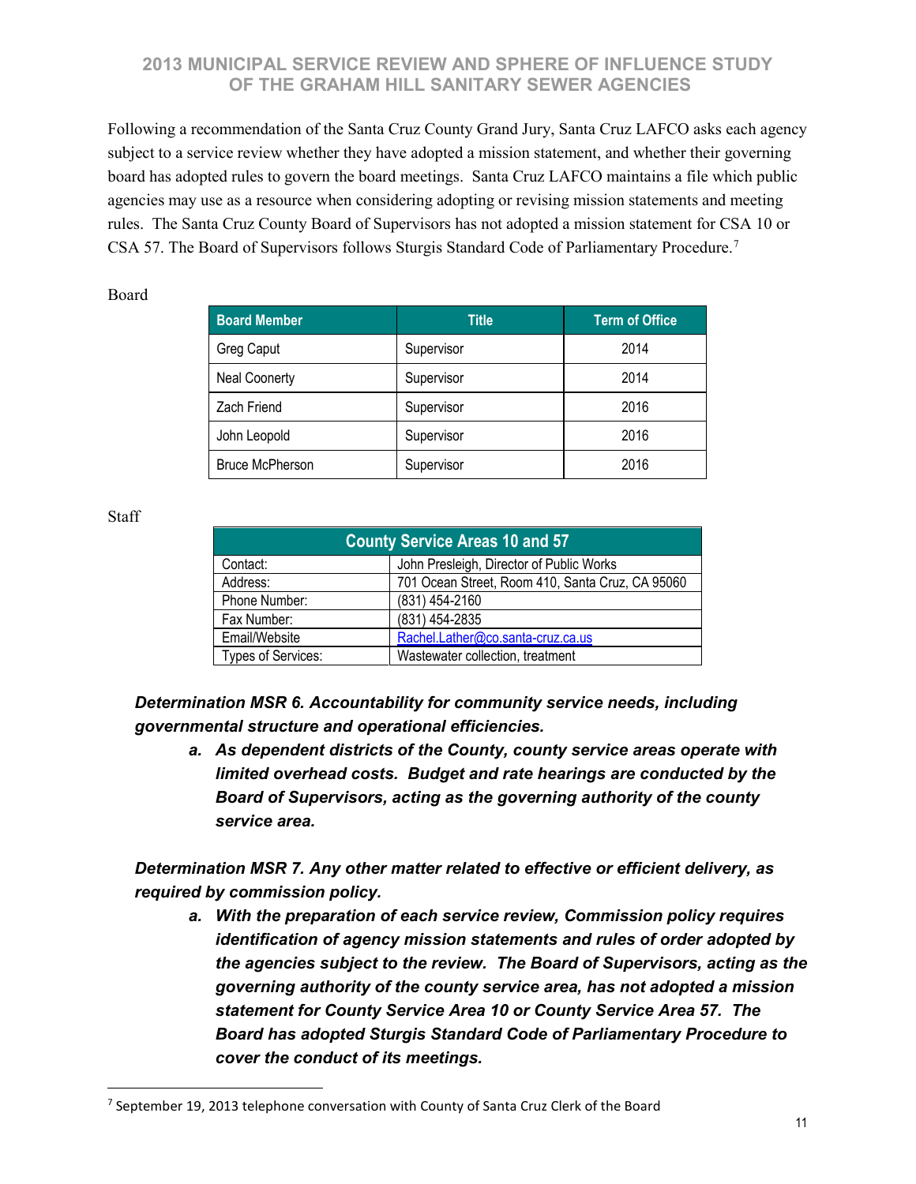Following a recommendation of the Santa Cruz County Grand Jury, Santa Cruz LAFCO asks each agency subject to a service review whether they have adopted a mission statement, and whether their governing board has adopted rules to govern the board meetings. Santa Cruz LAFCO maintains a file which public agencies may use as a resource when considering adopting or revising mission statements and meeting rules. The Santa Cruz County Board of Supervisors has not adopted a mission statement for CSA 10 or CSA 57. The Board of Supervisors follows Sturgis Standard Code of Parliamentary Procedure.[7]

Board

| Board Member | Title | Term of Office |
|---|---|---|
| Greg Caput | Supervisor | 2014 |
| Neal Coonerty | Supervisor | 2014 |
| Zach Friend | Supervisor | 2016 |
| John Leopold | Supervisor | 2016 |
| Bruce McPherson | Supervisor | 2016 |

Staff

| County Service Areas 10 and 57 | |
|---|---|
| Contact: | John Presleigh, Director of Public Works |
| Address: | 701 Ocean Street, Room 410, Santa Cruz, CA 95060 |
| Phone Number: | (831) 454-2160 |
| Fax Number: | (831) 454-2835 |
| Email/Website | Rachel.Lather@co.santa-cruz.ca.us |
| Types of Services: | Wastewater collection, treatment |

***Determination MSR 6. Accountability for community service needs, including governmental structure and operational efficiencies.***

a. ***As dependent districts of the County, county service areas operate with limited overhead costs. Budget and rate hearings are conducted by the Board of Supervisors, acting as the governing authority of the county service area.***

***Determination MSR 7. Any other matter related to effective or efficient delivery, as required by commission policy.***

a. ***With the preparation of each service review, Commission policy requires identification of agency mission statements and rules of order adopted by the agencies subject to the review. The Board of Supervisors, acting as the governing authority of the county service area, has not adopted a mission statement for County Service Area 10 or County Service Area 57. The Board has adopted Sturgis Standard Code of Parliamentary Procedure to cover the conduct of its meetings.***

[7] September 19, 2013 telephone conversation with County of Santa Cruz Clerk of the Board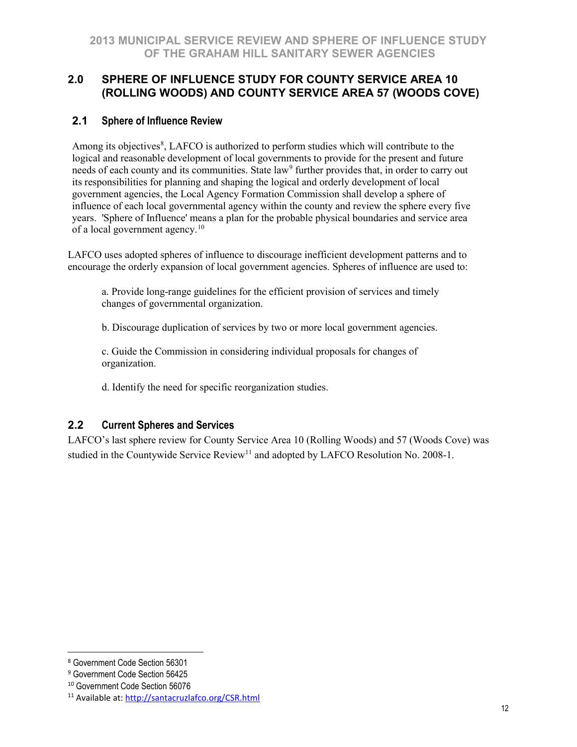## 2.0 SPHERE OF INFLUENCE STUDY FOR COUNTY SERVICE AREA 10 (ROLLING WOODS) AND COUNTY SERVICE AREA 57 (WOODS COVE)

### 2.1 Sphere of Influence Review

Among its objectives[8], LAFCO is authorized to perform studies which will contribute to the logical and reasonable development of local governments to provide for the present and future needs of each county and its communities. State law[9] further provides that, in order to carry out its responsibilities for planning and shaping the logical and orderly development of local government agencies, the Local Agency Formation Commission shall develop a sphere of influence of each local governmental agency within the county and review the sphere every five years. 'Sphere of Influence' means a plan for the probable physical boundaries and service area of a local government agency.[10]

LAFCO uses adopted spheres of influence to discourage inefficient development patterns and to encourage the orderly expansion of local government agencies. Spheres of influence are used to:

a. Provide long-range guidelines for the efficient provision of services and timely changes of governmental organization.

b. Discourage duplication of services by two or more local government agencies.

c. Guide the Commission in considering individual proposals for changes of organization.

d. Identify the need for specific reorganization studies.

### 2.2 Current Spheres and Services

LAFCO's last sphere review for County Service Area 10 (Rolling Woods) and 57 (Woods Cove) was studied in the Countywide Service Review[11] and adopted by LAFCO Resolution No. 2008-1.

---

[8] Government Code Section 56301

[9] Government Code Section 56425

[10] Government Code Section 56076

[11] Available at: http://santacruzlafco.org/CSR.html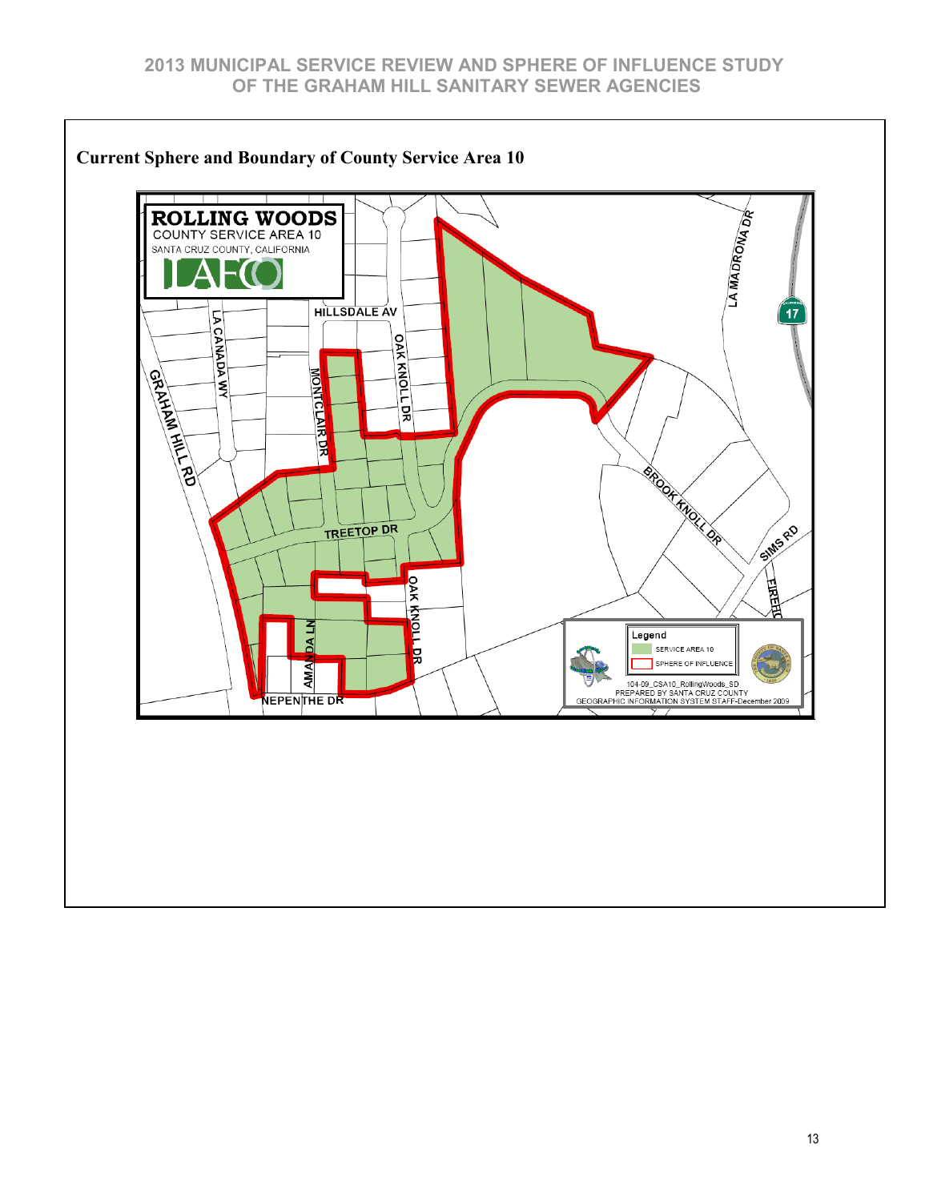**Current Sphere and Boundary of County Service Area 10**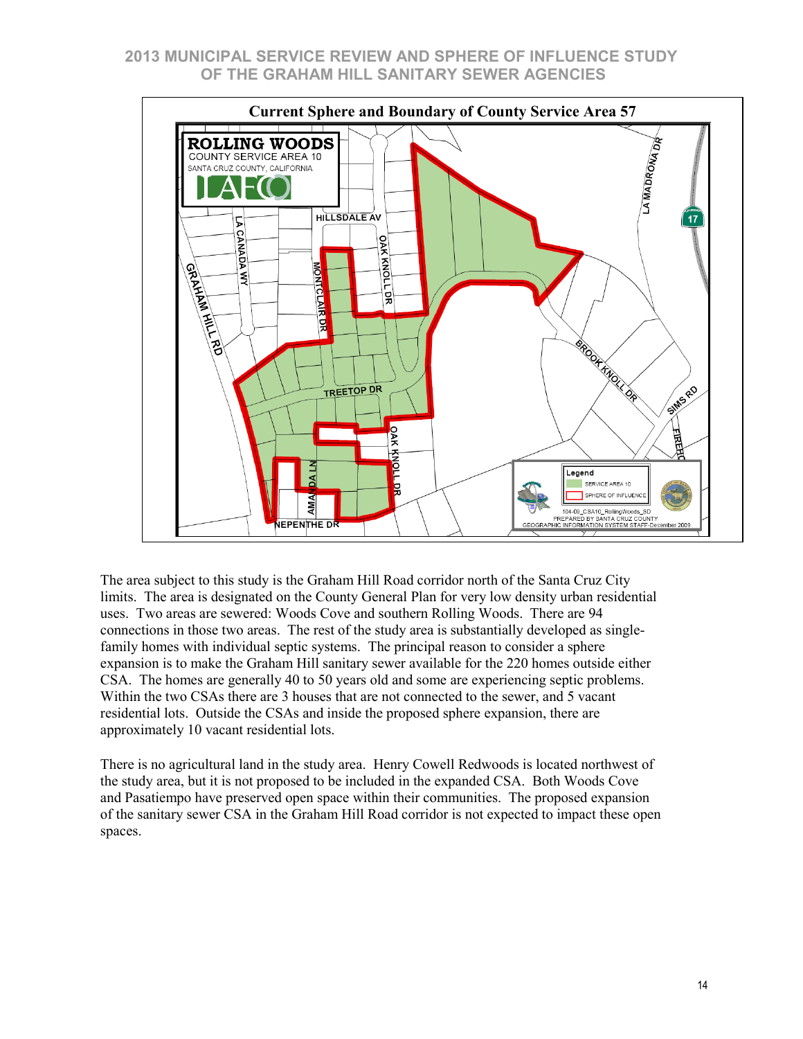Current Sphere and Boundary of County Service Area 57

The area subject to this study is the Graham Hill Road corridor north of the Santa Cruz City limits. The area is designated on the County General Plan for very low density urban residential uses. Two areas are sewered: Woods Cove and southern Rolling Woods. There are 94 connections in those two areas. The rest of the study area is substantially developed as single-family homes with individual septic systems. The principal reason to consider a sphere expansion is to make the Graham Hill sanitary sewer available for the 220 homes outside either CSA. The homes are generally 40 to 50 years old and some are experiencing septic problems. Within the two CSAs there are 3 houses that are not connected to the sewer, and 5 vacant residential lots. Outside the CSAs and inside the proposed sphere expansion, there are approximately 10 vacant residential lots.

There is no agricultural land in the study area. Henry Cowell Redwoods is located northwest of the study area, but it is not proposed to be included in the expanded CSA. Both Woods Cove and Pasatiempo have preserved open space within their communities. The proposed expansion of the sanitary sewer CSA in the Graham Hill Road corridor is not expected to impact these open spaces.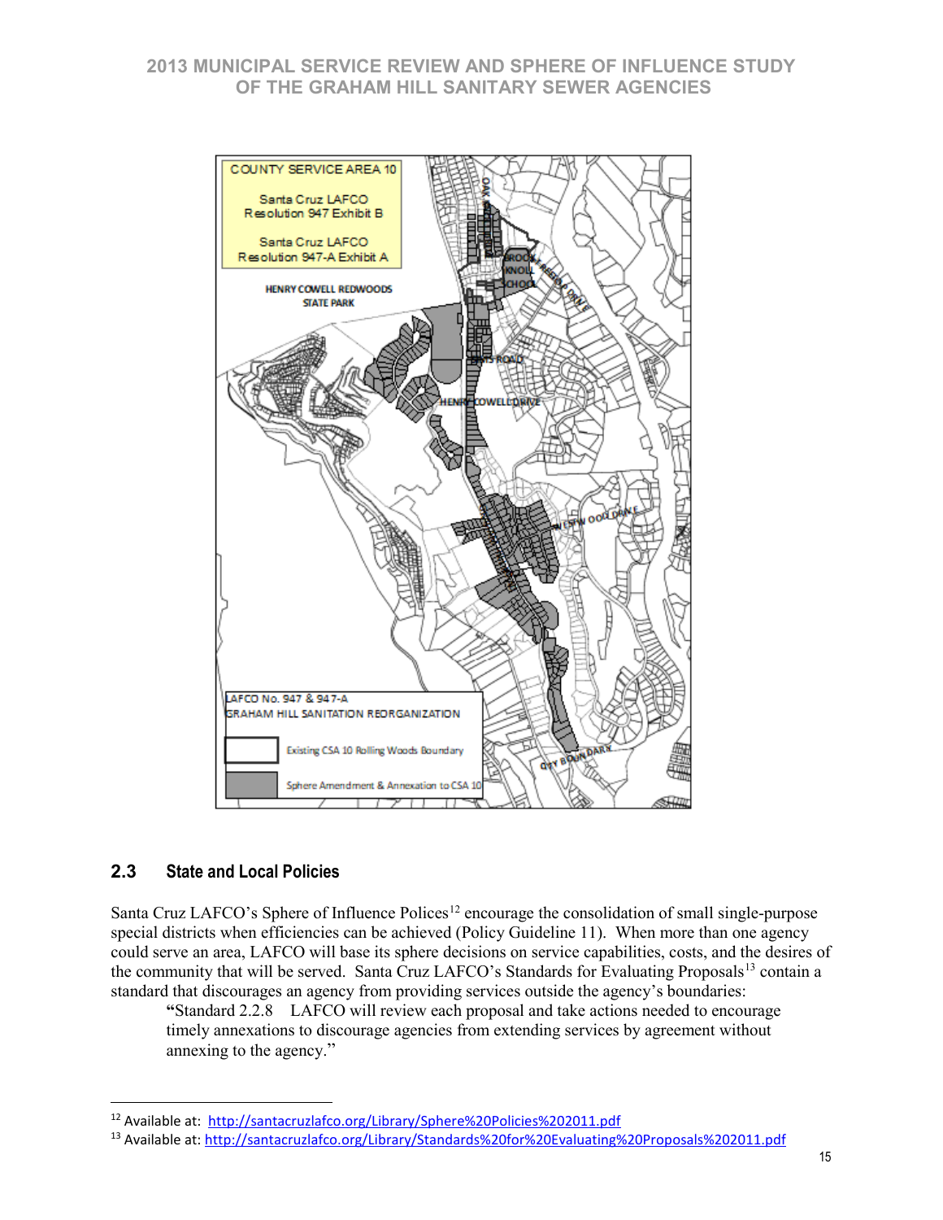## 2.3 State and Local Policies

Santa Cruz LAFCO's Sphere of Influence Polices[12] encourage the consolidation of small single-purpose special districts when efficiencies can be achieved (Policy Guideline 11). When more than one agency could serve an area, LAFCO will base its sphere decisions on service capabilities, costs, and the desires of the community that will be served. Santa Cruz LAFCO's Standards for Evaluating Proposals[13] contain a standard that discourages an agency from providing services outside the agency's boundaries:

> "Standard 2.2.8 LAFCO will review each proposal and take actions needed to encourage timely annexations to discourage agencies from extending services by agreement without annexing to the agency."

---

[12] Available at: http://santacruzlafco.org/Library/Sphere%20Policies%202011.pdf

[13] Available at: http://santacruzlafco.org/Library/Standards%20for%20Evaluating%20Proposals%202011.pdf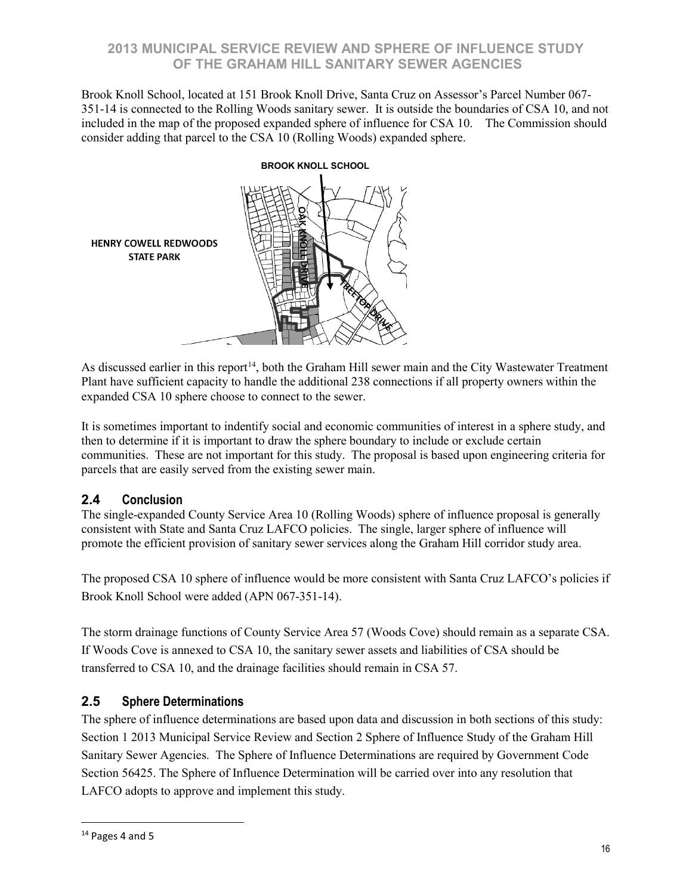Brook Knoll School, located at 151 Brook Knoll Drive, Santa Cruz on Assessor's Parcel Number 067-351-14 is connected to the Rolling Woods sanitary sewer. It is outside the boundaries of CSA 10, and not included in the map of the proposed expanded sphere of influence for CSA 10. The Commission should consider adding that parcel to the CSA 10 (Rolling Woods) expanded sphere.

BROOK KNOLL SCHOOL

HENRY COWELL REDWOODS STATE PARK

OAK KNOLL DRIVE

TREETOP DRIVE

As discussed earlier in this report[14], both the Graham Hill sewer main and the City Wastewater Treatment Plant have sufficient capacity to handle the additional 238 connections if all property owners within the expanded CSA 10 sphere choose to connect to the sewer.

It is sometimes important to indentify social and economic communities of interest in a sphere study, and then to determine if it is important to draw the sphere boundary to include or exclude certain communities. These are not important for this study. The proposal is based upon engineering criteria for parcels that are easily served from the existing sewer main.

## 2.4 Conclusion

The single-expanded County Service Area 10 (Rolling Woods) sphere of influence proposal is generally consistent with State and Santa Cruz LAFCO policies. The single, larger sphere of influence will promote the efficient provision of sanitary sewer services along the Graham Hill corridor study area.

The proposed CSA 10 sphere of influence would be more consistent with Santa Cruz LAFCO's policies if Brook Knoll School were added (APN 067-351-14).

The storm drainage functions of County Service Area 57 (Woods Cove) should remain as a separate CSA. If Woods Cove is annexed to CSA 10, the sanitary sewer assets and liabilities of CSA should be transferred to CSA 10, and the drainage facilities should remain in CSA 57.

## 2.5 Sphere Determinations

The sphere of influence determinations are based upon data and discussion in both sections of this study: Section 1 2013 Municipal Service Review and Section 2 Sphere of Influence Study of the Graham Hill Sanitary Sewer Agencies. The Sphere of Influence Determinations are required by Government Code Section 56425. The Sphere of Influence Determination will be carried over into any resolution that LAFCO adopts to approve and implement this study.

[14] Pages 4 and 5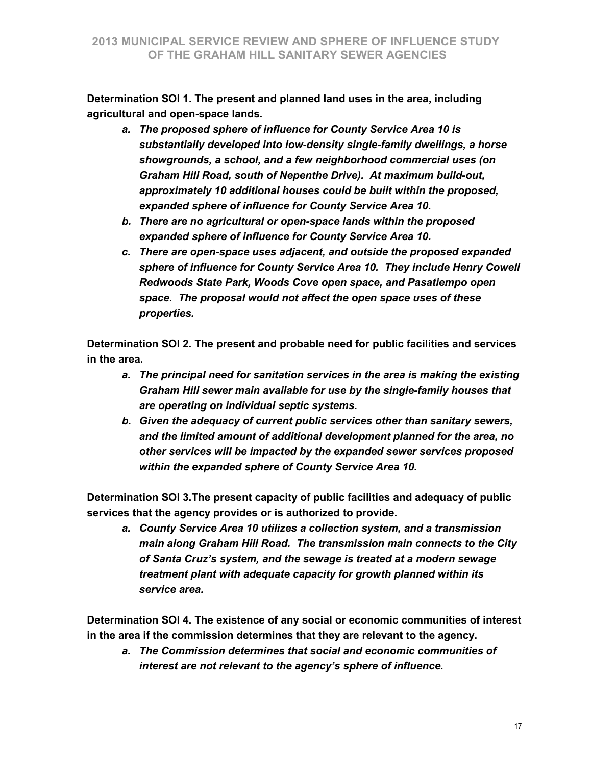**Determination SOI 1. The present and planned land uses in the area, including agricultural and open-space lands.**

a. ***The proposed sphere of influence for County Service Area 10 is substantially developed into low-density single-family dwellings, a horse showgrounds, a school, and a few neighborhood commercial uses (on Graham Hill Road, south of Nepenthe Drive). At maximum build-out, approximately 10 additional houses could be built within the proposed, expanded sphere of influence for County Service Area 10.***
b. ***There are no agricultural or open-space lands within the proposed expanded sphere of influence for County Service Area 10.***
c. ***There are open-space uses adjacent, and outside the proposed expanded sphere of influence for County Service Area 10. They include Henry Cowell Redwoods State Park, Woods Cove open space, and Pasatiempo open space. The proposal would not affect the open space uses of these properties.***

**Determination SOI 2. The present and probable need for public facilities and services in the area.**

a. ***The principal need for sanitation services in the area is making the existing Graham Hill sewer main available for use by the single-family houses that are operating on individual septic systems.***
b. ***Given the adequacy of current public services other than sanitary sewers, and the limited amount of additional development planned for the area, no other services will be impacted by the expanded sewer services proposed within the expanded sphere of County Service Area 10.***

**Determination SOI 3.The present capacity of public facilities and adequacy of public services that the agency provides or is authorized to provide.**

a. ***County Service Area 10 utilizes a collection system, and a transmission main along Graham Hill Road. The transmission main connects to the City of Santa Cruz's system, and the sewage is treated at a modern sewage treatment plant with adequate capacity for growth planned within its service area.***

**Determination SOI 4. The existence of any social or economic communities of interest in the area if the commission determines that they are relevant to the agency.**

a. ***The Commission determines that social and economic communities of interest are not relevant to the agency's sphere of influence.***